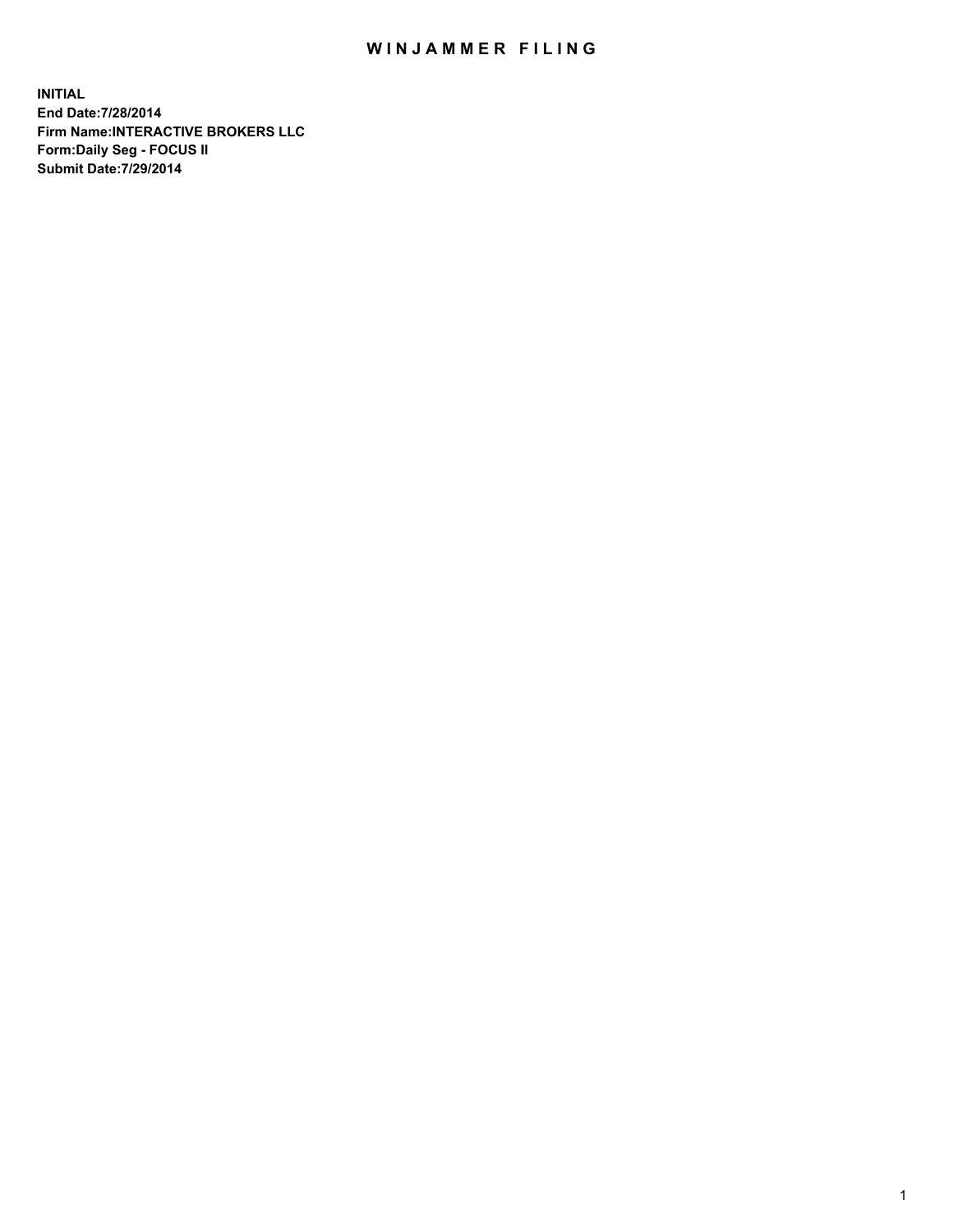# WINJAMMER FILING

**INITIAL**
**End Date:7/28/2014**
**Firm Name:INTERACTIVE BROKERS LLC**
**Form:Daily Seg - FOCUS II**
**Submit Date:7/29/2014**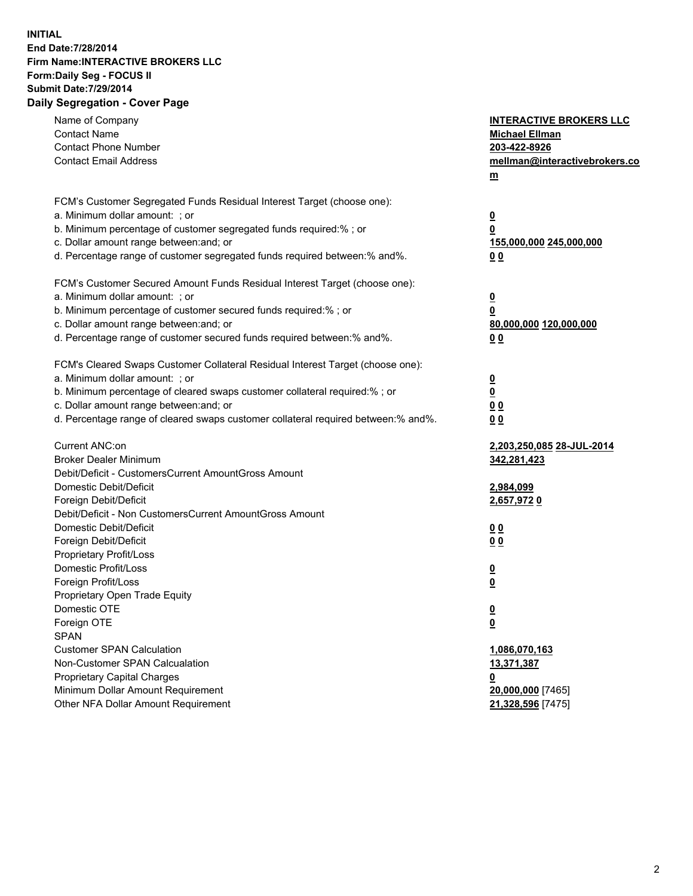**INITIAL**
**End Date:7/28/2014**
**Firm Name:INTERACTIVE BROKERS LLC**
**Form:Daily Seg - FOCUS II**
**Submit Date:7/29/2014**
**Daily Segregation - Cover Page**

| | |
|---|---|
| Name of Company | **INTERACTIVE BROKERS LLC** |
| Contact Name | **Michael Ellman** |
| Contact Phone Number | **203-422-8926** |
| Contact Email Address | **mellman@interactivebrokers.com** |
| FCM's Customer Segregated Funds Residual Interest Target (choose one): | |
| a. Minimum dollar amount: ; or | **0** |
| b. Minimum percentage of customer segregated funds required:% ; or | **0** |
| c. Dollar amount range between:and; or | **155,000,000 245,000,000** |
| d. Percentage range of customer segregated funds required between:% and%. | **0 0** |
| FCM's Customer Secured Amount Funds Residual Interest Target (choose one): | |
| a. Minimum dollar amount: ; or | **0** |
| b. Minimum percentage of customer secured funds required:% ; or | **0** |
| c. Dollar amount range between:and; or | **80,000,000 120,000,000** |
| d. Percentage range of customer secured funds required between:% and%. | **0 0** |
| FCM's Cleared Swaps Customer Collateral Residual Interest Target (choose one): | |
| a. Minimum dollar amount: ; or | **0** |
| b. Minimum percentage of cleared swaps customer collateral required:% ; or | **0** |
| c. Dollar amount range between:and; or | **0 0** |
| d. Percentage range of cleared swaps customer collateral required between:% and%. | **0 0** |
| Current ANC:on | **2,203,250,085 28-JUL-2014** |
| Broker Dealer Minimum | **342,281,423** |
| Debit/Deficit - CustomersCurrent AmountGross Amount | |
| Domestic Debit/Deficit | **2,984,099** |
| Foreign Debit/Deficit | **2,657,972 0** |
| Debit/Deficit - Non CustomersCurrent AmountGross Amount | |
| Domestic Debit/Deficit | **0 0** |
| Foreign Debit/Deficit | **0 0** |
| Proprietary Profit/Loss | |
| Domestic Profit/Loss | **0** |
| Foreign Profit/Loss | **0** |
| Proprietary Open Trade Equity | |
| Domestic OTE | **0** |
| Foreign OTE | **0** |
| SPAN | |
| Customer SPAN Calculation | **1,086,070,163** |
| Non-Customer SPAN Calcualation | **13,371,387** |
| Proprietary Capital Charges | **0** |
| Minimum Dollar Amount Requirement | **20,000,000** [7465] |
| Other NFA Dollar Amount Requirement | **21,328,596** [7475] |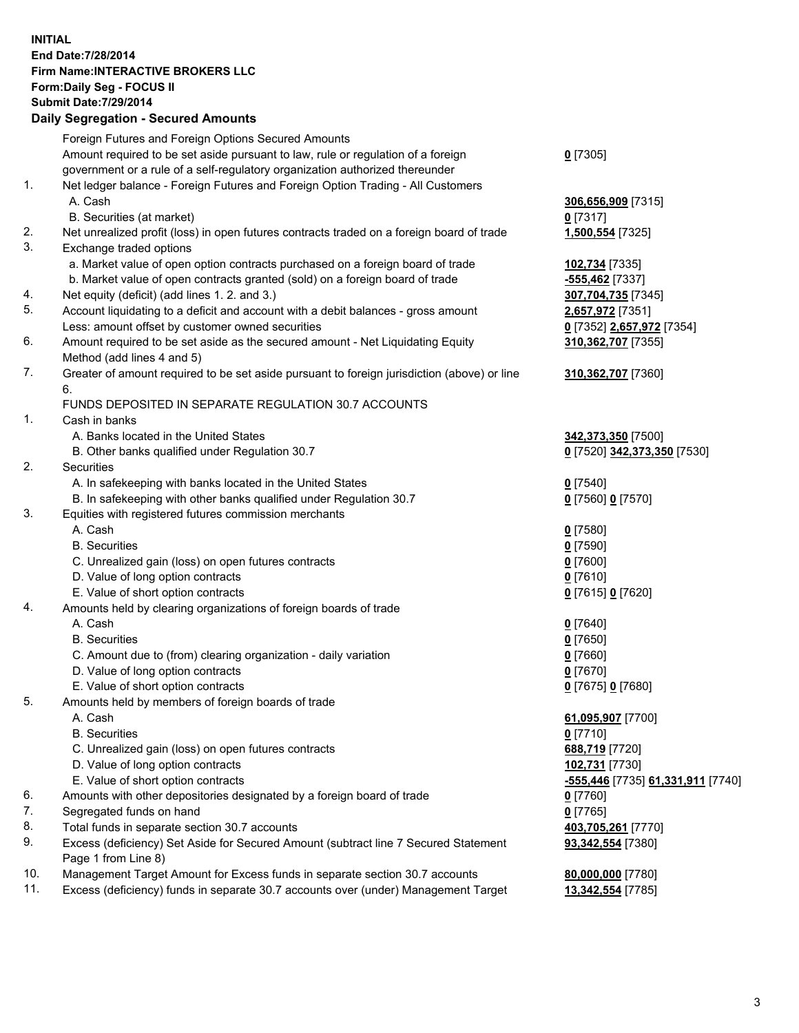**INITIAL**
**End Date:7/28/2014**
**Firm Name:INTERACTIVE BROKERS LLC**
**Form:Daily Seg - FOCUS II**
**Submit Date:7/29/2014**

## Daily Segregation - Secured Amounts

| | | |
|---|---|---|
| | Foreign Futures and Foreign Options Secured Amounts | |
| | Amount required to be set aside pursuant to law, rule or regulation of a foreign government or a rule of a self-regulatory organization authorized thereunder | **0** [7305] |
| 1. | Net ledger balance - Foreign Futures and Foreign Option Trading - All Customers | |
| | A. Cash | **306,656,909** [7315] |
| | B. Securities (at market) | **0** [7317] |
| 2. | Net unrealized profit (loss) in open futures contracts traded on a foreign board of trade | **1,500,554** [7325] |
| 3. | Exchange traded options | |
| | a. Market value of open option contracts purchased on a foreign board of trade | **102,734** [7335] |
| | b. Market value of open contracts granted (sold) on a foreign board of trade | **-555,462** [7337] |
| 4. | Net equity (deficit) (add lines 1. 2. and 3.) | **307,704,735** [7345] |
| 5. | Account liquidating to a deficit and account with a debit balances - gross amount | **2,657,972** [7351] |
| | Less: amount offset by customer owned securities | **0** [7352] **2,657,972** [7354] |
| 6. | Amount required to be set aside as the secured amount - Net Liquidating Equity Method (add lines 4 and 5) | **310,362,707** [7355] |
| 7. | Greater of amount required to be set aside pursuant to foreign jurisdiction (above) or line 6. | **310,362,707** [7360] |
| | FUNDS DEPOSITED IN SEPARATE REGULATION 30.7 ACCOUNTS | |
| 1. | Cash in banks | |
| | A. Banks located in the United States | **342,373,350** [7500] |
| | B. Other banks qualified under Regulation 30.7 | **0** [7520] **342,373,350** [7530] |
| 2. | Securities | |
| | A. In safekeeping with banks located in the United States | **0** [7540] |
| | B. In safekeeping with other banks qualified under Regulation 30.7 | **0** [7560] **0** [7570] |
| 3. | Equities with registered futures commission merchants | |
| | A. Cash | **0** [7580] |
| | B. Securities | **0** [7590] |
| | C. Unrealized gain (loss) on open futures contracts | **0** [7600] |
| | D. Value of long option contracts | **0** [7610] |
| | E. Value of short option contracts | **0** [7615] **0** [7620] |
| 4. | Amounts held by clearing organizations of foreign boards of trade | |
| | A. Cash | **0** [7640] |
| | B. Securities | **0** [7650] |
| | C. Amount due to (from) clearing organization - daily variation | **0** [7660] |
| | D. Value of long option contracts | **0** [7670] |
| | E. Value of short option contracts | **0** [7675] **0** [7680] |
| 5. | Amounts held by members of foreign boards of trade | |
| | A. Cash | **61,095,907** [7700] |
| | B. Securities | **0** [7710] |
| | C. Unrealized gain (loss) on open futures contracts | **688,719** [7720] |
| | D. Value of long option contracts | **102,731** [7730] |
| | E. Value of short option contracts | **-555,446** [7735] **61,331,911** [7740] |
| 6. | Amounts with other depositories designated by a foreign board of trade | **0** [7760] |
| 7. | Segregated funds on hand | **0** [7765] |
| 8. | Total funds in separate section 30.7 accounts | **403,705,261** [7770] |
| 9. | Excess (deficiency) Set Aside for Secured Amount (subtract line 7 Secured Statement Page 1 from Line 8) | **93,342,554** [7380] |
| 10. | Management Target Amount for Excess funds in separate section 30.7 accounts | **80,000,000** [7780] |
| 11. | Excess (deficiency) funds in separate 30.7 accounts over (under) Management Target | **13,342,554** [7785] |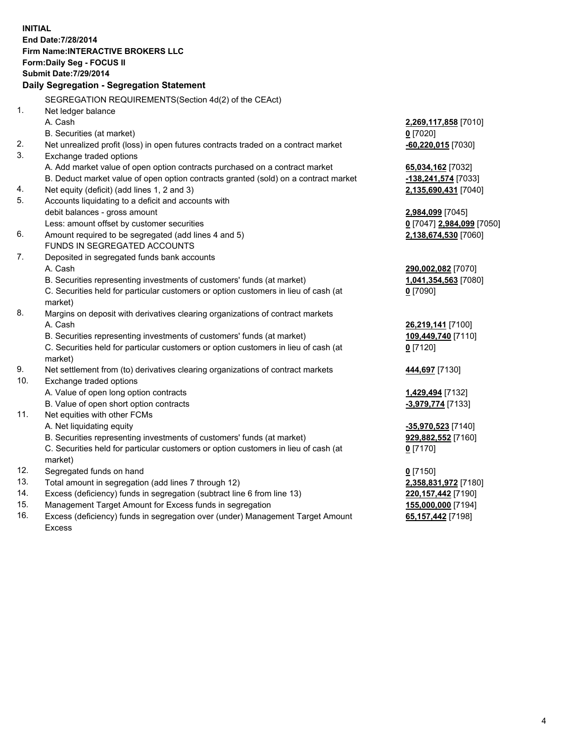**INITIAL**
**End Date:7/28/2014**
**Firm Name:INTERACTIVE BROKERS LLC**
**Form:Daily Seg - FOCUS II**
**Submit Date:7/29/2014**

## Daily Segregation - Segregation Statement

SEGREGATION REQUIREMENTS(Section 4d(2) of the CEAct)

| | | |
|---|---|---|
| 1. | Net ledger balance | |
| | A. Cash | **2,269,117,858** [7010] |
| | B. Securities (at market) | **0** [7020] |
| 2. | Net unrealized profit (loss) in open futures contracts traded on a contract market | **-60,220,015** [7030] |
| 3. | Exchange traded options | |
| | A. Add market value of open option contracts purchased on a contract market | **65,034,162** [7032] |
| | B. Deduct market value of open option contracts granted (sold) on a contract market | **-138,241,574** [7033] |
| 4. | Net equity (deficit) (add lines 1, 2 and 3) | **2,135,690,431** [7040] |
| 5. | Accounts liquidating to a deficit and accounts with debit balances - gross amount | **2,984,099** [7045] |
| | Less: amount offset by customer securities | **0** [7047] **2,984,099** [7050] |
| 6. | Amount required to be segregated (add lines 4 and 5) | **2,138,674,530** [7060] |
| | FUNDS IN SEGREGATED ACCOUNTS | |
| 7. | Deposited in segregated funds bank accounts | |
| | A. Cash | **290,002,082** [7070] |
| | B. Securities representing investments of customers' funds (at market) | **1,041,354,563** [7080] |
| | C. Securities held for particular customers or option customers in lieu of cash (at market) | **0** [7090] |
| 8. | Margins on deposit with derivatives clearing organizations of contract markets | |
| | A. Cash | **26,219,141** [7100] |
| | B. Securities representing investments of customers' funds (at market) | **109,449,740** [7110] |
| | C. Securities held for particular customers or option customers in lieu of cash (at market) | **0** [7120] |
| 9. | Net settlement from (to) derivatives clearing organizations of contract markets | **444,697** [7130] |
| 10. | Exchange traded options | |
| | A. Value of open long option contracts | **1,429,494** [7132] |
| | B. Value of open short option contracts | **-3,979,774** [7133] |
| 11. | Net equities with other FCMs | |
| | A. Net liquidating equity | **-35,970,523** [7140] |
| | B. Securities representing investments of customers' funds (at market) | **929,882,552** [7160] |
| | C. Securities held for particular customers or option customers in lieu of cash (at market) | **0** [7170] |
| 12. | Segregated funds on hand | **0** [7150] |
| 13. | Total amount in segregation (add lines 7 through 12) | **2,358,831,972** [7180] |
| 14. | Excess (deficiency) funds in segregation (subtract line 6 from line 13) | **220,157,442** [7190] |
| 15. | Management Target Amount for Excess funds in segregation | **155,000,000** [7194] |
| 16. | Excess (deficiency) funds in segregation over (under) Management Target Amount Excess | **65,157,442** [7198] |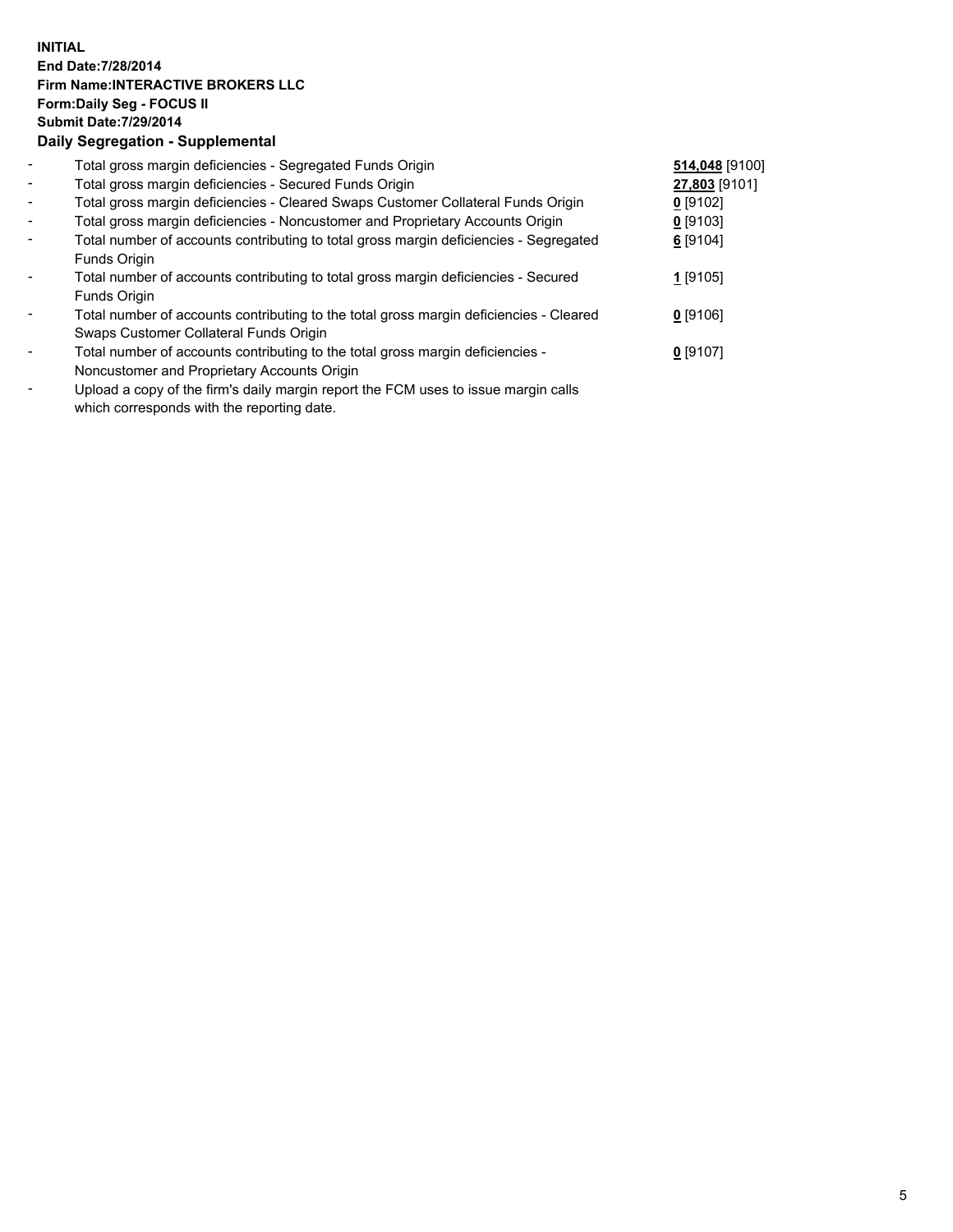**INITIAL**
**End Date:7/28/2014**
**Firm Name:INTERACTIVE BROKERS LLC**
**Form:Daily Seg - FOCUS II**
**Submit Date:7/29/2014**

**Daily Segregation - Supplemental**

| | | |
|---|---|---|
| - | Total gross margin deficiencies - Segregated Funds Origin | **514,048** [9100] |
| - | Total gross margin deficiencies - Secured Funds Origin | **27,803** [9101] |
| - | Total gross margin deficiencies - Cleared Swaps Customer Collateral Funds Origin | **0** [9102] |
| - | Total gross margin deficiencies - Noncustomer and Proprietary Accounts Origin | **0** [9103] |
| - | Total number of accounts contributing to total gross margin deficiencies - Segregated Funds Origin | **6** [9104] |
| - | Total number of accounts contributing to total gross margin deficiencies - Secured Funds Origin | **1** [9105] |
| - | Total number of accounts contributing to the total gross margin deficiencies - Cleared Swaps Customer Collateral Funds Origin | **0** [9106] |
| - | Total number of accounts contributing to the total gross margin deficiencies - Noncustomer and Proprietary Accounts Origin | **0** [9107] |
| - | Upload a copy of the firm's daily margin report the FCM uses to issue margin calls which corresponds with the reporting date. | |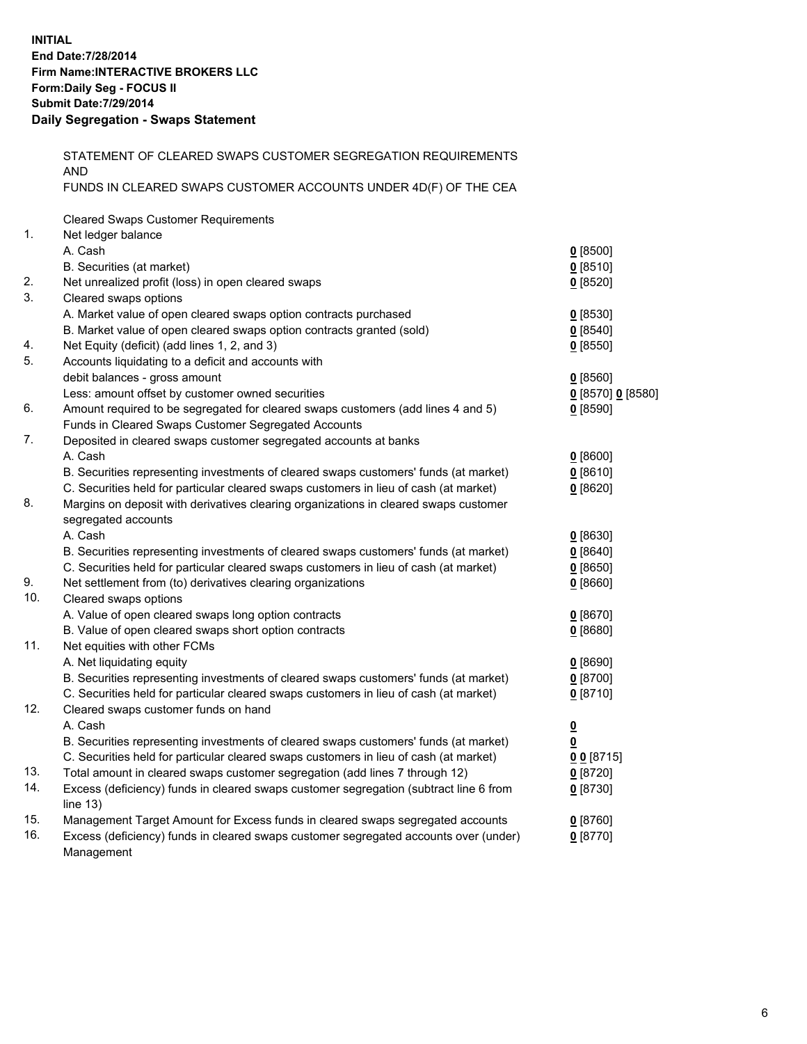**INITIAL**
**End Date:7/28/2014**
**Firm Name:INTERACTIVE BROKERS LLC**
**Form:Daily Seg - FOCUS II**
**Submit Date:7/29/2014**
**Daily Segregation - Swaps Statement**

STATEMENT OF CLEARED SWAPS CUSTOMER SEGREGATION REQUIREMENTS AND FUNDS IN CLEARED SWAPS CUSTOMER ACCOUNTS UNDER 4D(F) OF THE CEA

| | | |
|---|---|---|
| | Cleared Swaps Customer Requirements | |
| 1. | Net ledger balance | |
| | A. Cash | 0 [8500] |
| | B. Securities (at market) | 0 [8510] |
| 2. | Net unrealized profit (loss) in open cleared swaps | 0 [8520] |
| 3. | Cleared swaps options | |
| | A. Market value of open cleared swaps option contracts purchased | 0 [8530] |
| | B. Market value of open cleared swaps option contracts granted (sold) | 0 [8540] |
| 4. | Net Equity (deficit) (add lines 1, 2, and 3) | 0 [8550] |
| 5. | Accounts liquidating to a deficit and accounts with debit balances - gross amount | 0 [8560] |
| | Less: amount offset by customer owned securities | 0 [8570] 0 [8580] |
| 6. | Amount required to be segregated for cleared swaps customers (add lines 4 and 5) | 0 [8590] |
| | Funds in Cleared Swaps Customer Segregated Accounts | |
| 7. | Deposited in cleared swaps customer segregated accounts at banks | |
| | A. Cash | 0 [8600] |
| | B. Securities representing investments of cleared swaps customers' funds (at market) | 0 [8610] |
| | C. Securities held for particular cleared swaps customers in lieu of cash (at market) | 0 [8620] |
| 8. | Margins on deposit with derivatives clearing organizations in cleared swaps customer segregated accounts | |
| | A. Cash | 0 [8630] |
| | B. Securities representing investments of cleared swaps customers' funds (at market) | 0 [8640] |
| | C. Securities held for particular cleared swaps customers in lieu of cash (at market) | 0 [8650] |
| 9. | Net settlement from (to) derivatives clearing organizations | 0 [8660] |
| 10. | Cleared swaps options | |
| | A. Value of open cleared swaps long option contracts | 0 [8670] |
| | B. Value of open cleared swaps short option contracts | 0 [8680] |
| 11. | Net equities with other FCMs | |
| | A. Net liquidating equity | 0 [8690] |
| | B. Securities representing investments of cleared swaps customers' funds (at market) | 0 [8700] |
| | C. Securities held for particular cleared swaps customers in lieu of cash (at market) | 0 [8710] |
| 12. | Cleared swaps customer funds on hand | |
| | A. Cash | 0 |
| | B. Securities representing investments of cleared swaps customers' funds (at market) | 0 |
| | C. Securities held for particular cleared swaps customers in lieu of cash (at market) | 0 0 [8715] |
| 13. | Total amount in cleared swaps customer segregation (add lines 7 through 12) | 0 [8720] |
| 14. | Excess (deficiency) funds in cleared swaps customer segregation (subtract line 6 from line 13) | 0 [8730] |
| 15. | Management Target Amount for Excess funds in cleared swaps segregated accounts | 0 [8760] |
| 16. | Excess (deficiency) funds in cleared swaps customer segregated accounts over (under) Management | 0 [8770] |